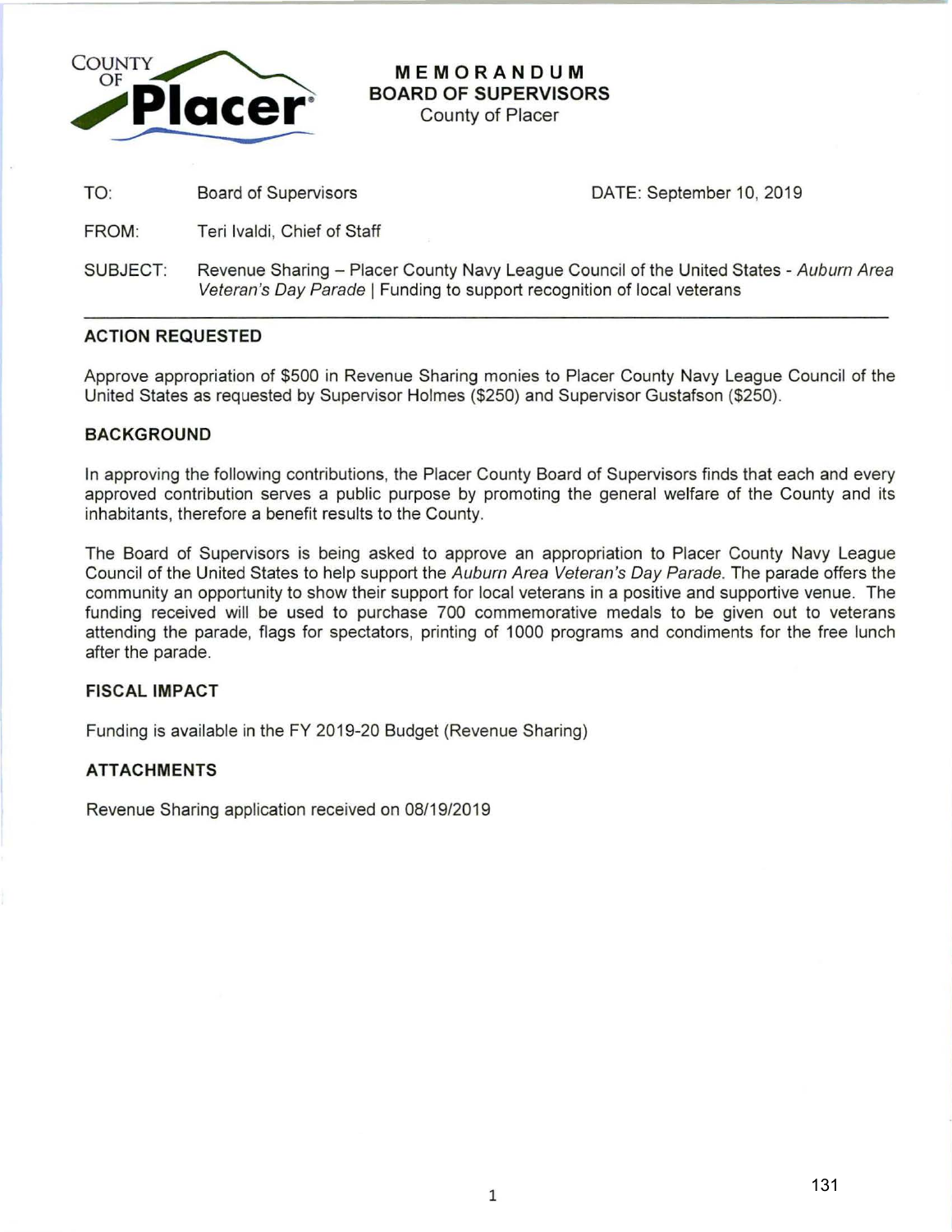COUNTY OF **Placer**

# MEMORANDUM
## BOARD OF SUPERVISORS
County of Placer

| | | |
|---|---|---|
| TO: | Board of Supervisors | DATE: September 10, 2019 |
| FROM: | Teri Ivaldi, Chief of Staff | |
| SUBJECT: | Revenue Sharing – Placer County Navy League Council of the United States - *Auburn Area Veteran's Day Parade* \| Funding to support recognition of local veterans | |

---

### ACTION REQUESTED

Approve appropriation of $500 in Revenue Sharing monies to Placer County Navy League Council of the United States as requested by Supervisor Holmes ($250) and Supervisor Gustafson ($250).

### BACKGROUND

In approving the following contributions, the Placer County Board of Supervisors finds that each and every approved contribution serves a public purpose by promoting the general welfare of the County and its inhabitants, therefore a benefit results to the County.

The Board of Supervisors is being asked to approve an appropriation to Placer County Navy League Council of the United States to help support the *Auburn Area Veteran's Day Parade*. The parade offers the community an opportunity to show their support for local veterans in a positive and supportive venue. The funding received will be used to purchase 700 commemorative medals to be given out to veterans attending the parade, flags for spectators, printing of 1000 programs and condiments for the free lunch after the parade.

### FISCAL IMPACT

Funding is available in the FY 2019-20 Budget (Revenue Sharing)

### ATTACHMENTS

Revenue Sharing application received on 08/19/2019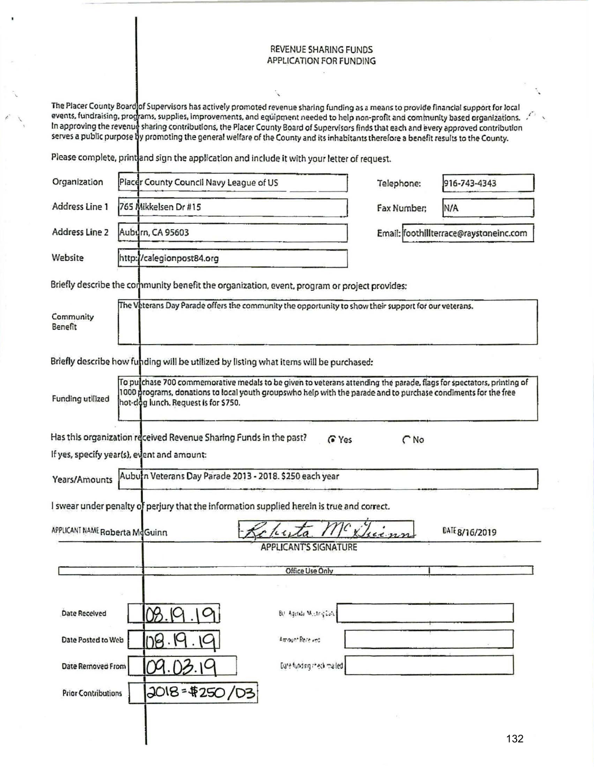# REVENUE SHARING FUNDS
## APPLICATION FOR FUNDING

The Placer County Board of Supervisors has actively promoted revenue sharing funding as a means to provide financial support for local events, fundraising, programs, supplies, improvements, and equipment needed to help non-profit and community based organizations. In approving the revenue sharing contributions, the Placer County Board of Supervisors finds that each and every approved contribution serves a public purpose by promoting the general welfare of the County and its inhabitants therefore a benefit results to the County.

Please complete, print and sign the application and include it with your letter of request.

| | | | |
|---|---|---|---|
| Organization | Placer County Council Navy League of US | Telephone: | 916-743-4343 |
| Address Line 1 | 765 Mikkelsen Dr #15 | Fax Number: | N/A |
| Address Line 2 | Auburn, CA 95603 | Email: | foothillterrace@raystoneinc.com |
| Website | http://calegionpost84.org | | |

Briefly describe the community benefit the organization, event, program or project provides:

**Community Benefit:** The Veterans Day Parade offers the community the opportunity to show their support for our veterans.

Briefly describe how funding will be utilized by listing what items will be purchased:

**Funding utilized:** To purchase 700 commemorative medals to be given to veterans attending the parade, flags for spectators, printing of 1000 programs, donations to local youth groupswho help with the parade and to purchase condiments for the free hot-dog lunch. Request is for $750.

Has this organization received Revenue Sharing Funds in the past? (•) Yes ( ) No

If yes, specify year(s), event and amount:

**Years/Amounts:** Auburn Veterans Day Parade 2013 - 2018. $250 each year

I swear under penalty of perjury that the information supplied herein is true and correct.

APPLICANT NAME Roberta McGuinn

*Roberta McGuinn*
APPLICANT'S SIGNATURE

DATE 8/16/2019

---

**Office Use Only**

| | | | |
|---|---|---|---|
| Date Received | 08.19.19 | BOS Agenda Meeting Date | |
| Date Posted to Web | 08.19.19 | Amount Received | |
| Date Removed From | 09.03.19 | Date funding check mailed | |
| Prior Contributions | 2018 = $250/D3 | | |